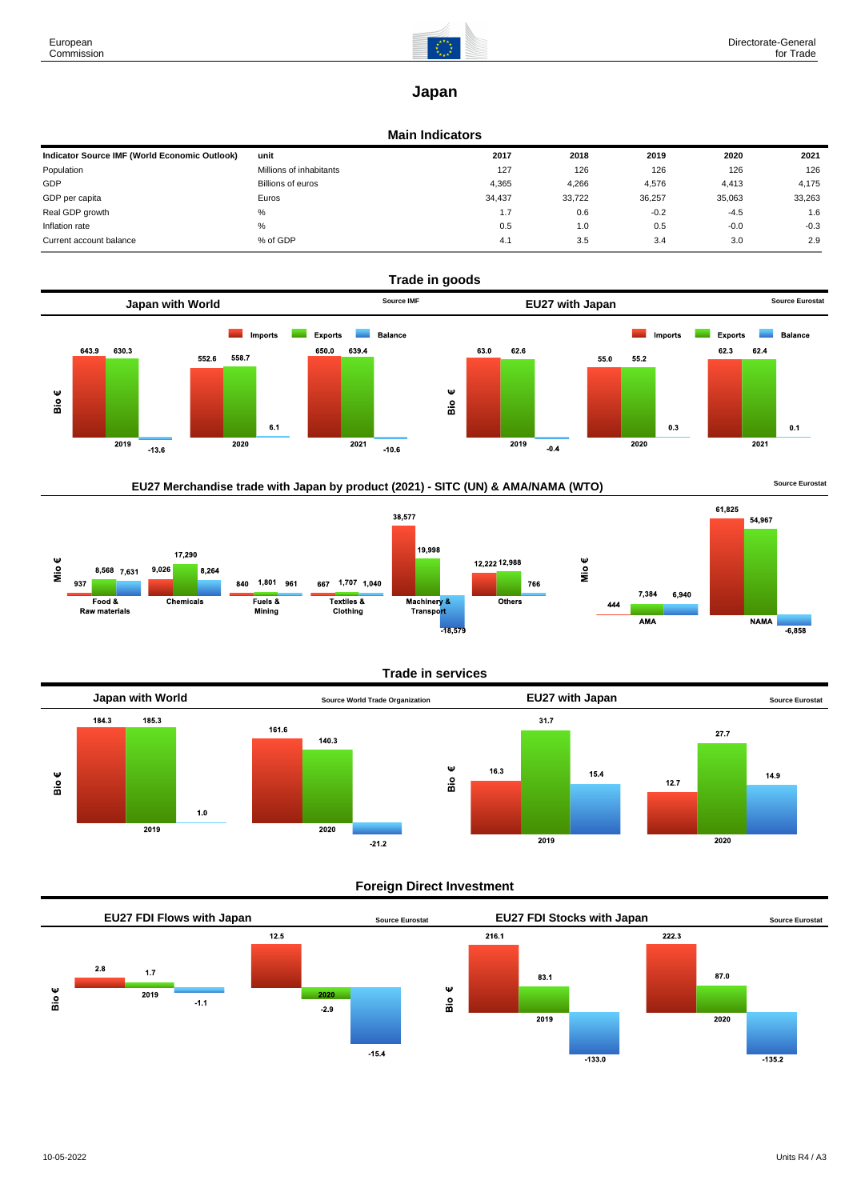# Japan

## Main Indicators

| Indicator Source IMF (World Economic Outlook) | unit | 2017 | 2018 | 2019 | 2020 | 2021 |
|---|---|---|---|---|---|---|
| Population | Millions of inhabitants | 127 | 126 | 126 | 126 | 126 |
| GDP | Billions of euros | 4,365 | 4,266 | 4,576 | 4,413 | 4,175 |
| GDP per capita | Euros | 34,437 | 33,722 | 36,257 | 35,063 | 33,263 |
| Real GDP growth | % | 1.7 | 0.6 | -0.2 | -4.5 | 1.6 |
| Inflation rate | % | 0.5 | 1.0 | 0.5 | -0.0 | -0.3 |
| Current account balance | % of GDP | 4.1 | 3.5 | 3.4 | 3.0 | 2.9 |

## Trade in goods

### Japan with World

Source IMF

| Bio € | Imports | Exports | Balance |
|---|---|---|---|
| 2019 | 643.9 | 630.3 | -13.6 |
| 2020 | 552.6 | 558.7 | 6.1 |
| 2021 | 650.0 | 639.4 | -10.6 |

### EU27 with Japan

Source Eurostat

| Bio € | Imports | Exports | Balance |
|---|---|---|---|
| 2019 | 63.0 | 62.6 | -0.4 |
| 2020 | 55.0 | 55.2 | 0.3 |
| 2021 | 62.3 | 62.4 | 0.1 |

### EU27 Merchandise trade with Japan by product (2021) - SITC (UN) & AMA/NAMA (WTO)

Source Eurostat

| Mio € | Imports | Exports | Balance |
|---|---|---|---|
| Food & Raw materials | 937 | 8,568 | 7,631 |
| Chemicals | 9,026 | 17,290 | 8,264 |
| Fuels & Mining | 840 | 1,801 | 961 |
| Textiles & Clothing | 667 | 1,707 | 1,040 |
| Machinery & Transport | 38,577 | 19,998 | -18,579 |
| Others | 12,222 | 12,988 | 766 |

| Mio € | Imports | Exports | Balance |
|---|---|---|---|
| AMA | 444 | 7,384 | 6,940 |
| NAMA | 61,825 | 54,967 | -6,858 |

## Trade in services

### Japan with World

Source World Trade Organization

| Bio € | Imports | Exports | Balance |
|---|---|---|---|
| 2019 | 184.3 | 185.3 | 1.0 |
| 2020 | 161.6 | 140.3 | -21.2 |

### EU27 with Japan

Source Eurostat

| Bio € | Imports | Exports | Balance |
|---|---|---|---|
| 2019 | 16.3 | 31.7 | 15.4 |
| 2020 | 12.7 | 27.7 | 14.9 |

## Foreign Direct Investment

### EU27 FDI Flows with Japan

Source Eurostat

| Bio € | Inward | Outward | Balance |
|---|---|---|---|
| 2019 | 2.8 | 1.7 | -1.1 |
| 2020 | 12.5 | -2.9 | -15.4 |

### EU27 FDI Stocks with Japan

Source Eurostat

| Bio € | Inward | Outward | Balance |
|---|---|---|---|
| 2019 | 216.1 | 83.1 | -133.0 |
| 2020 | 222.3 | 87.0 | -135.2 |

10-05-2022

Units R4 / A3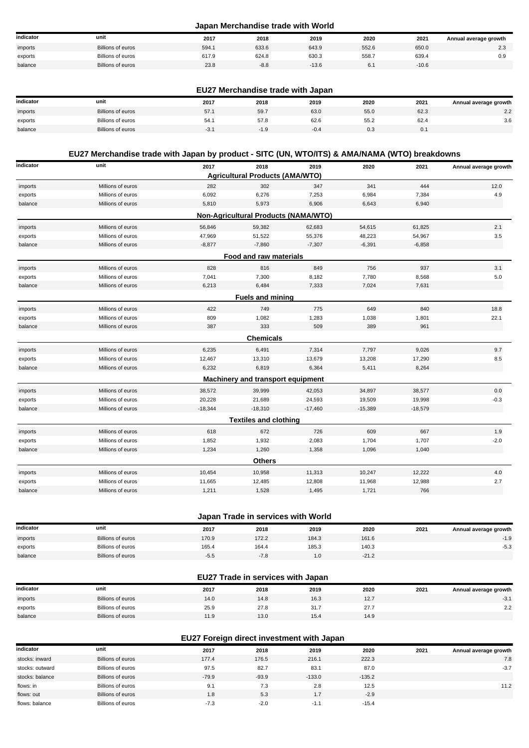## Japan Merchandise trade with World

| indicator | unit | 2017 | 2018 | 2019 | 2020 | 2021 | Annual average growth |
|---|---|---|---|---|---|---|---|
| imports | Billions of euros | 594.1 | 633.6 | 643.9 | 552.6 | 650.0 | 2.3 |
| exports | Billions of euros | 617.9 | 624.8 | 630.3 | 558.7 | 639.4 | 0.9 |
| balance | Billions of euros | 23.8 | -8.8 | -13.6 | 6.1 | -10.6 | |

## EU27 Merchandise trade with Japan

| indicator | unit | 2017 | 2018 | 2019 | 2020 | 2021 | Annual average growth |
|---|---|---|---|---|---|---|---|
| imports | Billions of euros | 57.1 | 59.7 | 63.0 | 55.0 | 62.3 | 2.2 |
| exports | Billions of euros | 54.1 | 57.8 | 62.6 | 55.2 | 62.4 | 3.6 |
| balance | Billions of euros | -3.1 | -1.9 | -0.4 | 0.3 | 0.1 | |

## EU27 Merchandise trade with Japan by product - SITC (UN, WTO/ITS) & AMA/NAMA (WTO) breakdowns

| indicator | unit | 2017 | 2018 | 2019 | 2020 | 2021 | Annual average growth |
|---|---|---|---|---|---|---|---|
| **Agricultural Products (AMA/WTO)** | | | | | | | |
| imports | Millions of euros | 282 | 302 | 347 | 341 | 444 | 12.0 |
| exports | Millions of euros | 6,092 | 6,276 | 7,253 | 6,984 | 7,384 | 4.9 |
| balance | Millions of euros | 5,810 | 5,973 | 6,906 | 6,643 | 6,940 | |
| **Non-Agricultural Products (NAMA/WTO)** | | | | | | | |
| imports | Millions of euros | 56,846 | 59,382 | 62,683 | 54,615 | 61,825 | 2.1 |
| exports | Millions of euros | 47,969 | 51,522 | 55,376 | 48,223 | 54,967 | 3.5 |
| balance | Millions of euros | -8,877 | -7,860 | -7,307 | -6,391 | -6,858 | |
| **Food and raw materials** | | | | | | | |
| imports | Millions of euros | 828 | 816 | 849 | 756 | 937 | 3.1 |
| exports | Millions of euros | 7,041 | 7,300 | 8,182 | 7,780 | 8,568 | 5.0 |
| balance | Millions of euros | 6,213 | 6,484 | 7,333 | 7,024 | 7,631 | |
| **Fuels and mining** | | | | | | | |
| imports | Millions of euros | 422 | 749 | 775 | 649 | 840 | 18.8 |
| exports | Millions of euros | 809 | 1,082 | 1,283 | 1,038 | 1,801 | 22.1 |
| balance | Millions of euros | 387 | 333 | 509 | 389 | 961 | |
| **Chemicals** | | | | | | | |
| imports | Millions of euros | 6,235 | 6,491 | 7,314 | 7,797 | 9,026 | 9.7 |
| exports | Millions of euros | 12,467 | 13,310 | 13,679 | 13,208 | 17,290 | 8.5 |
| balance | Millions of euros | 6,232 | 6,819 | 6,364 | 5,411 | 8,264 | |
| **Machinery and transport equipment** | | | | | | | |
| imports | Millions of euros | 38,572 | 39,999 | 42,053 | 34,897 | 38,577 | 0.0 |
| exports | Millions of euros | 20,228 | 21,689 | 24,593 | 19,509 | 19,998 | -0.3 |
| balance | Millions of euros | -18,344 | -18,310 | -17,460 | -15,389 | -18,579 | |
| **Textiles and clothing** | | | | | | | |
| imports | Millions of euros | 618 | 672 | 726 | 609 | 667 | 1.9 |
| exports | Millions of euros | 1,852 | 1,932 | 2,083 | 1,704 | 1,707 | -2.0 |
| balance | Millions of euros | 1,234 | 1,260 | 1,358 | 1,096 | 1,040 | |
| **Others** | | | | | | | |
| imports | Millions of euros | 10,454 | 10,958 | 11,313 | 10,247 | 12,222 | 4.0 |
| exports | Millions of euros | 11,665 | 12,485 | 12,808 | 11,968 | 12,988 | 2.7 |
| balance | Millions of euros | 1,211 | 1,528 | 1,495 | 1,721 | 766 | |

## Japan Trade in services with World

| indicator | unit | 2017 | 2018 | 2019 | 2020 | 2021 | Annual average growth |
|---|---|---|---|---|---|---|---|
| imports | Billions of euros | 170.9 | 172.2 | 184.3 | 161.6 | | -1.9 |
| exports | Billions of euros | 165.4 | 164.4 | 185.3 | 140.3 | | -5.3 |
| balance | Billions of euros | -5.5 | -7.8 | 1.0 | -21.2 | | |

## EU27 Trade in services with Japan

| indicator | unit | 2017 | 2018 | 2019 | 2020 | 2021 | Annual average growth |
|---|---|---|---|---|---|---|---|
| imports | Billions of euros | 14.0 | 14.8 | 16.3 | 12.7 | | -3.1 |
| exports | Billions of euros | 25.9 | 27.8 | 31.7 | 27.7 | | 2.2 |
| balance | Billions of euros | 11.9 | 13.0 | 15.4 | 14.9 | | |

## EU27 Foreign direct investment with Japan

| indicator | unit | 2017 | 2018 | 2019 | 2020 | 2021 | Annual average growth |
|---|---|---|---|---|---|---|---|
| stocks: inward | Billions of euros | 177.4 | 176.5 | 216.1 | 222.3 | | 7.8 |
| stocks: outward | Billions of euros | 97.5 | 82.7 | 83.1 | 87.0 | | -3.7 |
| stocks: balance | Billions of euros | -79.9 | -93.9 | -133.0 | -135.2 | | |
| flows: in | Billions of euros | 9.1 | 7.3 | 2.8 | 12.5 | | 11.2 |
| flows: out | Billions of euros | 1.8 | 5.3 | 1.7 | -2.9 | | |
| flows: balance | Billions of euros | -7.3 | -2.0 | -1.1 | -15.4 | | |